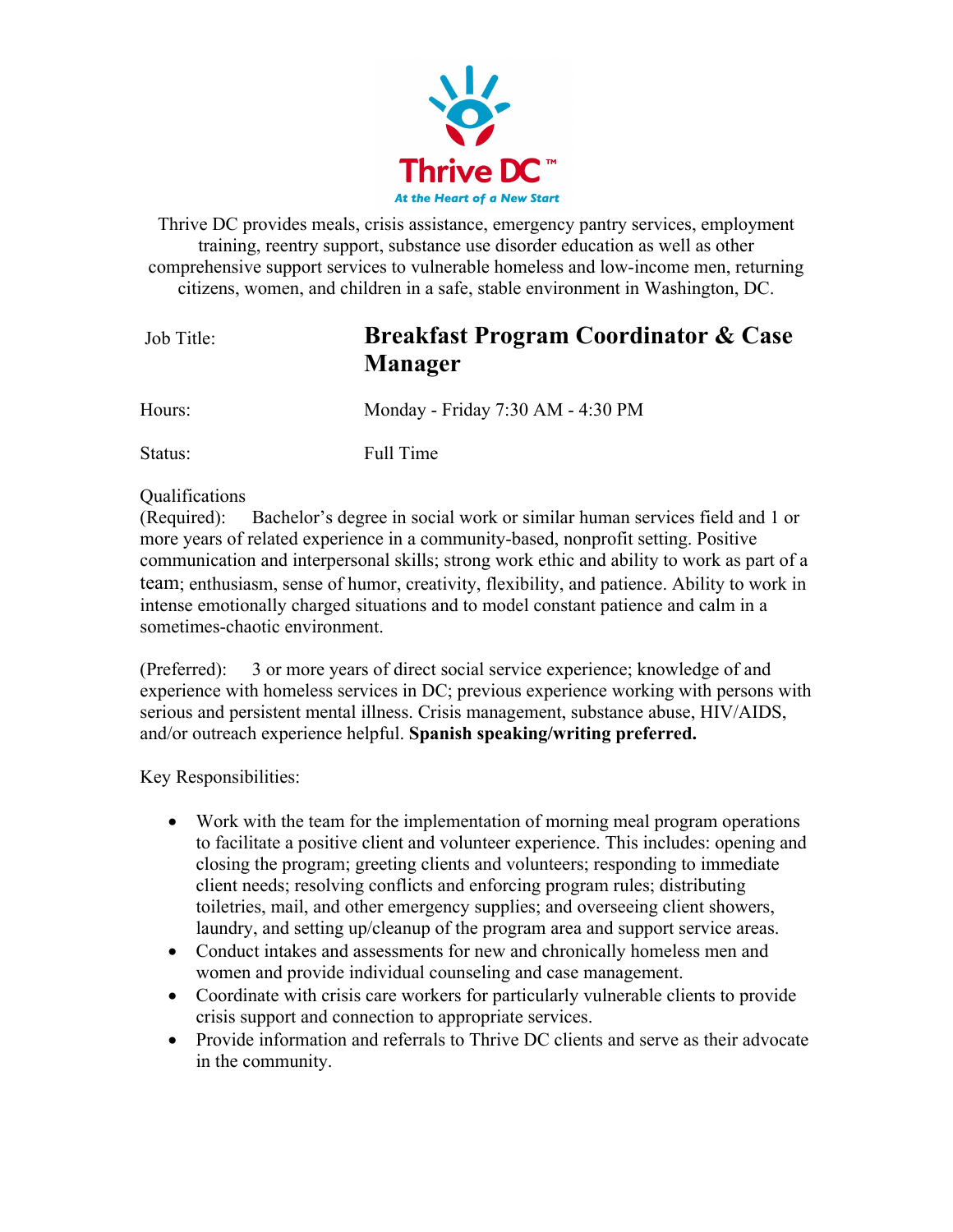Thrive DC™

*At the Heart of a New Start*

Thrive DC provides meals, crisis assistance, emergency pantry services, employment training, reentry support, substance use disorder education as well as other comprehensive support services to vulnerable homeless and low-income men, returning citizens, women, and children in a safe, stable environment in Washington, DC.

| Job Title: | **Breakfast Program Coordinator & Case Manager** |
| --- | --- |
| Hours: | Monday - Friday 7:30 AM - 4:30 PM |
| Status: | Full Time |

Qualifications

(Required): Bachelor's degree in social work or similar human services field and 1 or more years of related experience in a community-based, nonprofit setting. Positive communication and interpersonal skills; strong work ethic and ability to work as part of a team; enthusiasm, sense of humor, creativity, flexibility, and patience. Ability to work in intense emotionally charged situations and to model constant patience and calm in a sometimes-chaotic environment.

(Preferred): 3 or more years of direct social service experience; knowledge of and experience with homeless services in DC; previous experience working with persons with serious and persistent mental illness. Crisis management, substance abuse, HIV/AIDS, and/or outreach experience helpful. **Spanish speaking/writing preferred.**

Key Responsibilities:

- Work with the team for the implementation of morning meal program operations to facilitate a positive client and volunteer experience. This includes: opening and closing the program; greeting clients and volunteers; responding to immediate client needs; resolving conflicts and enforcing program rules; distributing toiletries, mail, and other emergency supplies; and overseeing client showers, laundry, and setting up/cleanup of the program area and support service areas.
- Conduct intakes and assessments for new and chronically homeless men and women and provide individual counseling and case management.
- Coordinate with crisis care workers for particularly vulnerable clients to provide crisis support and connection to appropriate services.
- Provide information and referrals to Thrive DC clients and serve as their advocate in the community.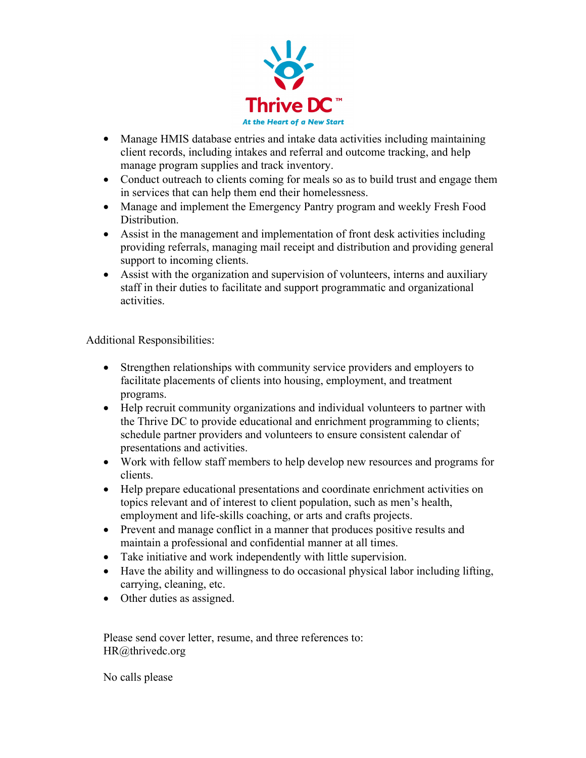Thrive DC™

*At the Heart of a New Start*

- Manage HMIS database entries and intake data activities including maintaining client records, including intakes and referral and outcome tracking, and help manage program supplies and track inventory.
- Conduct outreach to clients coming for meals so as to build trust and engage them in services that can help them end their homelessness.
- Manage and implement the Emergency Pantry program and weekly Fresh Food Distribution.
- Assist in the management and implementation of front desk activities including providing referrals, managing mail receipt and distribution and providing general support to incoming clients.
- Assist with the organization and supervision of volunteers, interns and auxiliary staff in their duties to facilitate and support programmatic and organizational activities.

Additional Responsibilities:

- Strengthen relationships with community service providers and employers to facilitate placements of clients into housing, employment, and treatment programs.
- Help recruit community organizations and individual volunteers to partner with the Thrive DC to provide educational and enrichment programming to clients; schedule partner providers and volunteers to ensure consistent calendar of presentations and activities.
- Work with fellow staff members to help develop new resources and programs for clients.
- Help prepare educational presentations and coordinate enrichment activities on topics relevant and of interest to client population, such as men's health, employment and life-skills coaching, or arts and crafts projects.
- Prevent and manage conflict in a manner that produces positive results and maintain a professional and confidential manner at all times.
- Take initiative and work independently with little supervision.
- Have the ability and willingness to do occasional physical labor including lifting, carrying, cleaning, etc.
- Other duties as assigned.

Please send cover letter, resume, and three references to:
HR@thrivedc.org

No calls please